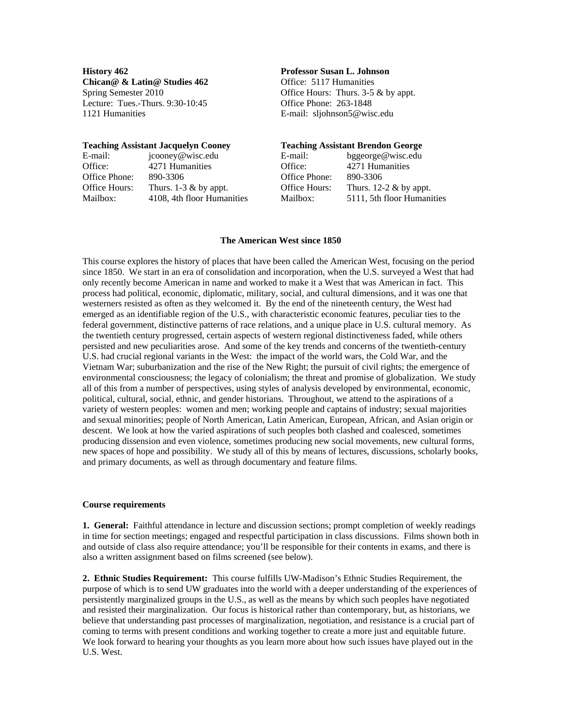**History 462**
**Chican@ & Latin@ Studies 462**
Spring Semester 2010
Lecture: Tues.-Thurs. 9:30-10:45
1121 Humanities

**Professor Susan L. Johnson**
Office: 5117 Humanities
Office Hours: Thurs. 3-5 & by appt.
Office Phone: 263-1848
E-mail: sljohnson5@wisc.edu

**Teaching Assistant Jacquelyn Cooney**

| | |
|---|---|
| E-mail: | jcooney@wisc.edu |
| Office: | 4271 Humanities |
| Office Phone: | 890-3306 |
| Office Hours: | Thurs. 1-3 & by appt. |
| Mailbox: | 4108, 4th floor Humanities |

**Teaching Assistant Brendon George**

| | |
|---|---|
| E-mail: | bggeorge@wisc.edu |
| Office: | 4271 Humanities |
| Office Phone: | 890-3306 |
| Office Hours: | Thurs. 12-2 & by appt. |
| Mailbox: | 5111, 5th floor Humanities |

## The American West since 1850

This course explores the history of places that have been called the American West, focusing on the period since 1850. We start in an era of consolidation and incorporation, when the U.S. surveyed a West that had only recently become American in name and worked to make it a West that was American in fact. This process had political, economic, diplomatic, military, social, and cultural dimensions, and it was one that westerners resisted as often as they welcomed it. By the end of the nineteenth century, the West had emerged as an identifiable region of the U.S., with characteristic economic features, peculiar ties to the federal government, distinctive patterns of race relations, and a unique place in U.S. cultural memory. As the twentieth century progressed, certain aspects of western regional distinctiveness faded, while others persisted and new peculiarities arose. And some of the key trends and concerns of the twentieth-century U.S. had crucial regional variants in the West: the impact of the world wars, the Cold War, and the Vietnam War; suburbanization and the rise of the New Right; the pursuit of civil rights; the emergence of environmental consciousness; the legacy of colonialism; the threat and promise of globalization. We study all of this from a number of perspectives, using styles of analysis developed by environmental, economic, political, cultural, social, ethnic, and gender historians. Throughout, we attend to the aspirations of a variety of western peoples: women and men; working people and captains of industry; sexual majorities and sexual minorities; people of North American, Latin American, European, African, and Asian origin or descent. We look at how the varied aspirations of such peoples both clashed and coalesced, sometimes producing dissension and even violence, sometimes producing new social movements, new cultural forms, new spaces of hope and possibility. We study all of this by means of lectures, discussions, scholarly books, and primary documents, as well as through documentary and feature films.

### Course requirements

**1. General:** Faithful attendance in lecture and discussion sections; prompt completion of weekly readings in time for section meetings; engaged and respectful participation in class discussions. Films shown both in and outside of class also require attendance; you'll be responsible for their contents in exams, and there is also a written assignment based on films screened (see below).

**2. Ethnic Studies Requirement:** This course fulfills UW-Madison's Ethnic Studies Requirement, the purpose of which is to send UW graduates into the world with a deeper understanding of the experiences of persistently marginalized groups in the U.S., as well as the means by which such peoples have negotiated and resisted their marginalization. Our focus is historical rather than contemporary, but, as historians, we believe that understanding past processes of marginalization, negotiation, and resistance is a crucial part of coming to terms with present conditions and working together to create a more just and equitable future. We look forward to hearing your thoughts as you learn more about how such issues have played out in the U.S. West.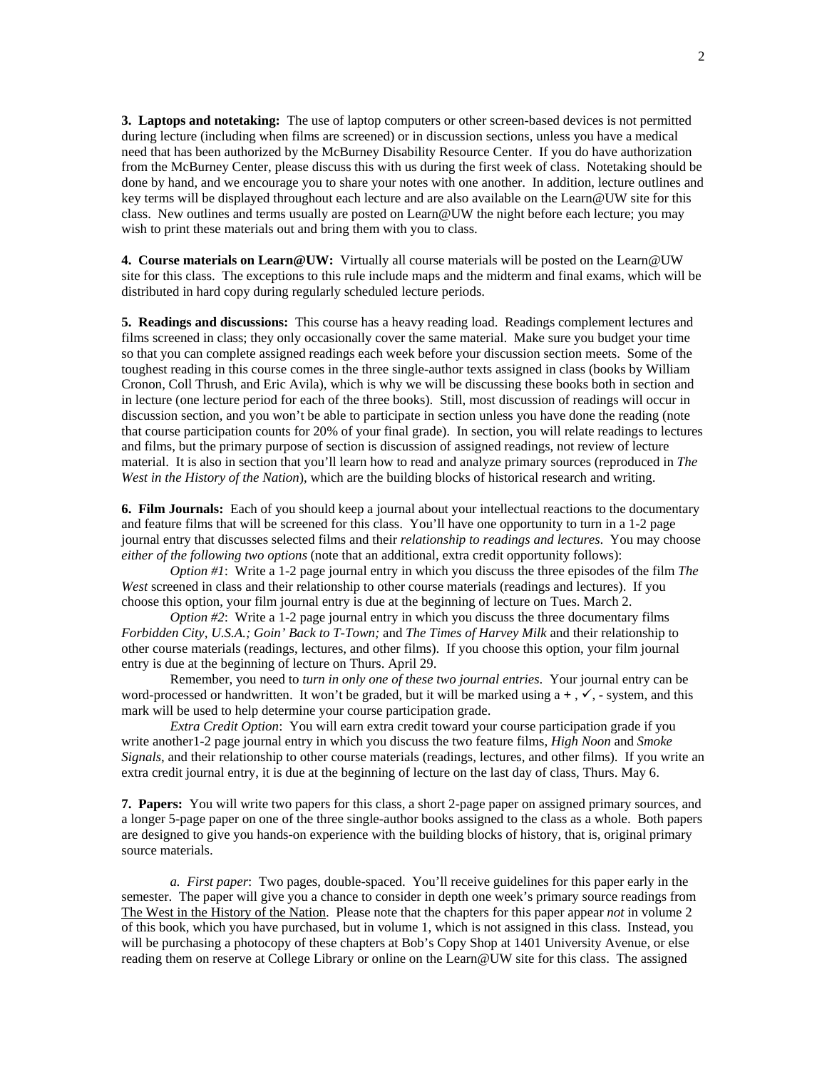**3. Laptops and notetaking:** The use of laptop computers or other screen-based devices is not permitted during lecture (including when films are screened) or in discussion sections, unless you have a medical need that has been authorized by the McBurney Disability Resource Center. If you do have authorization from the McBurney Center, please discuss this with us during the first week of class. Notetaking should be done by hand, and we encourage you to share your notes with one another. In addition, lecture outlines and key terms will be displayed throughout each lecture and are also available on the Learn@UW site for this class. New outlines and terms usually are posted on Learn@UW the night before each lecture; you may wish to print these materials out and bring them with you to class.

**4. Course materials on Learn@UW:** Virtually all course materials will be posted on the Learn@UW site for this class. The exceptions to this rule include maps and the midterm and final exams, which will be distributed in hard copy during regularly scheduled lecture periods.

**5. Readings and discussions:** This course has a heavy reading load. Readings complement lectures and films screened in class; they only occasionally cover the same material. Make sure you budget your time so that you can complete assigned readings each week before your discussion section meets. Some of the toughest reading in this course comes in the three single-author texts assigned in class (books by William Cronon, Coll Thrush, and Eric Avila), which is why we will be discussing these books both in section and in lecture (one lecture period for each of the three books). Still, most discussion of readings will occur in discussion section, and you won't be able to participate in section unless you have done the reading (note that course participation counts for 20% of your final grade). In section, you will relate readings to lectures and films, but the primary purpose of section is discussion of assigned readings, not review of lecture material. It is also in section that you'll learn how to read and analyze primary sources (reproduced in *The West in the History of the Nation*), which are the building blocks of historical research and writing.

**6. Film Journals:** Each of you should keep a journal about your intellectual reactions to the documentary and feature films that will be screened for this class. You'll have one opportunity to turn in a 1-2 page journal entry that discusses selected films and their *relationship to readings and lectures*. You may choose *either of the following two options* (note that an additional, extra credit opportunity follows):

*Option #1*: Write a 1-2 page journal entry in which you discuss the three episodes of the film *The West* screened in class and their relationship to other course materials (readings and lectures). If you choose this option, your film journal entry is due at the beginning of lecture on Tues. March 2.

*Option #2*: Write a 1-2 page journal entry in which you discuss the three documentary films *Forbidden City, U.S.A.; Goin' Back to T-Town;* and *The Times of Harvey Milk* and their relationship to other course materials (readings, lectures, and other films). If you choose this option, your film journal entry is due at the beginning of lecture on Thurs. April 29.

Remember, you need to *turn in only one of these two journal entries*. Your journal entry can be word-processed or handwritten. It won't be graded, but it will be marked using a **+** , ✓, - system, and this mark will be used to help determine your course participation grade.

*Extra Credit Option*: You will earn extra credit toward your course participation grade if you write another1-2 page journal entry in which you discuss the two feature films, *High Noon* and *Smoke Signals*, and their relationship to other course materials (readings, lectures, and other films). If you write an extra credit journal entry, it is due at the beginning of lecture on the last day of class, Thurs. May 6.

**7. Papers:** You will write two papers for this class, a short 2-page paper on assigned primary sources, and a longer 5-page paper on one of the three single-author books assigned to the class as a whole. Both papers are designed to give you hands-on experience with the building blocks of history, that is, original primary source materials.

*a. First paper*: Two pages, double-spaced. You'll receive guidelines for this paper early in the semester. The paper will give you a chance to consider in depth one week's primary source readings from The West in the History of the Nation. Please note that the chapters for this paper appear *not* in volume 2 of this book, which you have purchased, but in volume 1, which is not assigned in this class. Instead, you will be purchasing a photocopy of these chapters at Bob's Copy Shop at 1401 University Avenue, or else reading them on reserve at College Library or online on the Learn@UW site for this class. The assigned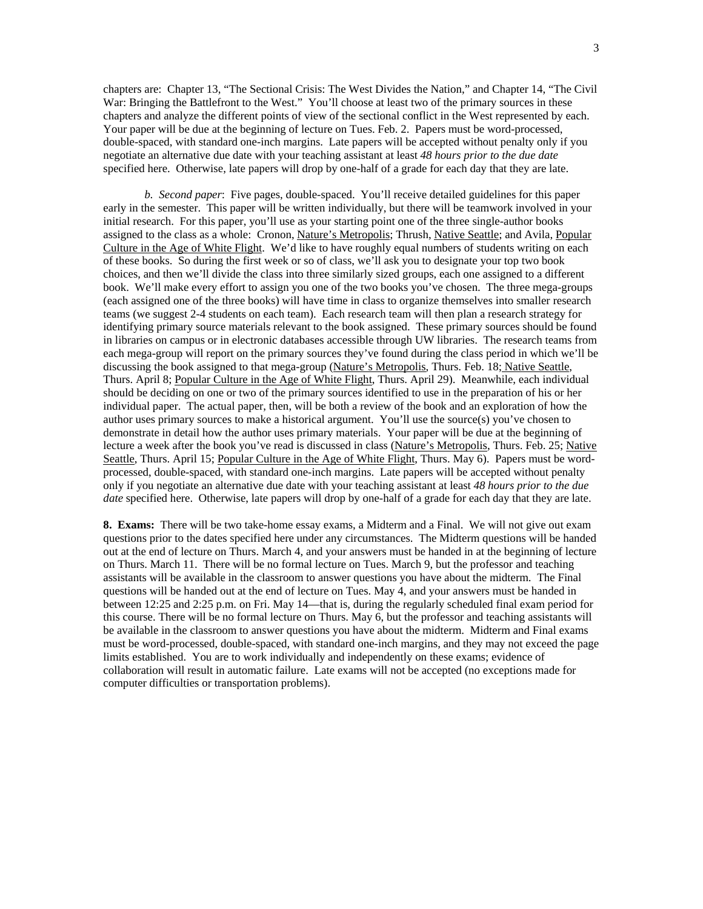chapters are: Chapter 13, "The Sectional Crisis: The West Divides the Nation," and Chapter 14, "The Civil War: Bringing the Battlefront to the West." You'll choose at least two of the primary sources in these chapters and analyze the different points of view of the sectional conflict in the West represented by each. Your paper will be due at the beginning of lecture on Tues. Feb. 2. Papers must be word-processed, double-spaced, with standard one-inch margins. Late papers will be accepted without penalty only if you negotiate an alternative due date with your teaching assistant at least *48 hours prior to the due date* specified here. Otherwise, late papers will drop by one-half of a grade for each day that they are late.

*b. Second paper*: Five pages, double-spaced. You'll receive detailed guidelines for this paper early in the semester. This paper will be written individually, but there will be teamwork involved in your initial research. For this paper, you'll use as your starting point one of the three single-author books assigned to the class as a whole: Cronon, Nature's Metropolis; Thrush, Native Seattle; and Avila, Popular Culture in the Age of White Flight. We'd like to have roughly equal numbers of students writing on each of these books. So during the first week or so of class, we'll ask you to designate your top two book choices, and then we'll divide the class into three similarly sized groups, each one assigned to a different book. We'll make every effort to assign you one of the two books you've chosen. The three mega-groups (each assigned one of the three books) will have time in class to organize themselves into smaller research teams (we suggest 2-4 students on each team). Each research team will then plan a research strategy for identifying primary source materials relevant to the book assigned. These primary sources should be found in libraries on campus or in electronic databases accessible through UW libraries. The research teams from each mega-group will report on the primary sources they've found during the class period in which we'll be discussing the book assigned to that mega-group (Nature's Metropolis, Thurs. Feb. 18; Native Seattle, Thurs. April 8; Popular Culture in the Age of White Flight, Thurs. April 29). Meanwhile, each individual should be deciding on one or two of the primary sources identified to use in the preparation of his or her individual paper. The actual paper, then, will be both a review of the book and an exploration of how the author uses primary sources to make a historical argument. You'll use the source(s) you've chosen to demonstrate in detail how the author uses primary materials. Your paper will be due at the beginning of lecture a week after the book you've read is discussed in class (Nature's Metropolis, Thurs. Feb. 25; Native Seattle, Thurs. April 15; Popular Culture in the Age of White Flight, Thurs. May 6). Papers must be word-processed, double-spaced, with standard one-inch margins. Late papers will be accepted without penalty only if you negotiate an alternative due date with your teaching assistant at least *48 hours prior to the due date* specified here. Otherwise, late papers will drop by one-half of a grade for each day that they are late.

**8. Exams:** There will be two take-home essay exams, a Midterm and a Final. We will not give out exam questions prior to the dates specified here under any circumstances. The Midterm questions will be handed out at the end of lecture on Thurs. March 4, and your answers must be handed in at the beginning of lecture on Thurs. March 11. There will be no formal lecture on Tues. March 9, but the professor and teaching assistants will be available in the classroom to answer questions you have about the midterm. The Final questions will be handed out at the end of lecture on Tues. May 4, and your answers must be handed in between 12:25 and 2:25 p.m. on Fri. May 14—that is, during the regularly scheduled final exam period for this course. There will be no formal lecture on Thurs. May 6, but the professor and teaching assistants will be available in the classroom to answer questions you have about the midterm. Midterm and Final exams must be word-processed, double-spaced, with standard one-inch margins, and they may not exceed the page limits established. You are to work individually and independently on these exams; evidence of collaboration will result in automatic failure. Late exams will not be accepted (no exceptions made for computer difficulties or transportation problems).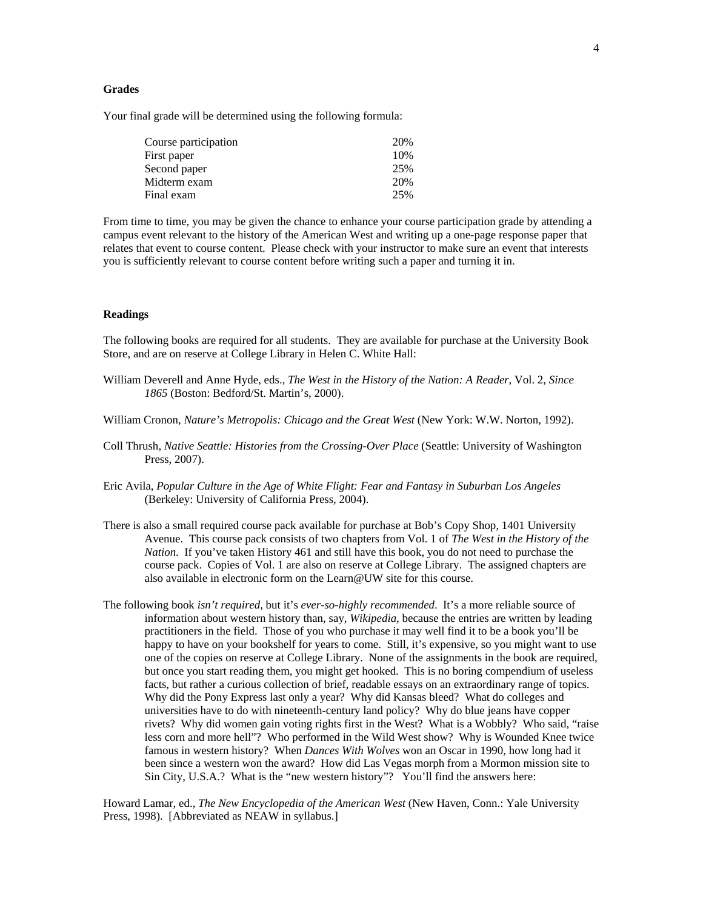### Grades

Your final grade will be determined using the following formula:

| Component | Weight |
|---|---|
| Course participation | 20% |
| First paper | 10% |
| Second paper | 25% |
| Midterm exam | 20% |
| Final exam | 25% |

From time to time, you may be given the chance to enhance your course participation grade by attending a campus event relevant to the history of the American West and writing up a one-page response paper that relates that event to course content. Please check with your instructor to make sure an event that interests you is sufficiently relevant to course content before writing such a paper and turning it in.

### Readings

The following books are required for all students. They are available for purchase at the University Book Store, and are on reserve at College Library in Helen C. White Hall:

William Deverell and Anne Hyde, eds., *The West in the History of the Nation: A Reader*, Vol. 2, *Since 1865* (Boston: Bedford/St. Martin's, 2000).

William Cronon, *Nature's Metropolis: Chicago and the Great West* (New York: W.W. Norton, 1992).

Coll Thrush, *Native Seattle: Histories from the Crossing-Over Place* (Seattle: University of Washington Press, 2007).

Eric Avila, *Popular Culture in the Age of White Flight: Fear and Fantasy in Suburban Los Angeles* (Berkeley: University of California Press, 2004).

There is also a small required course pack available for purchase at Bob's Copy Shop, 1401 University Avenue. This course pack consists of two chapters from Vol. 1 of *The West in the History of the Nation.* If you've taken History 461 and still have this book, you do not need to purchase the course pack. Copies of Vol. 1 are also on reserve at College Library. The assigned chapters are also available in electronic form on the Learn@UW site for this course.

The following book *isn't required*, but it's *ever-so-highly recommended*. It's a more reliable source of information about western history than, say, *Wikipedia*, because the entries are written by leading practitioners in the field. Those of you who purchase it may well find it to be a book you'll be happy to have on your bookshelf for years to come. Still, it's expensive, so you might want to use one of the copies on reserve at College Library. None of the assignments in the book are required, but once you start reading them, you might get hooked. This is no boring compendium of useless facts, but rather a curious collection of brief, readable essays on an extraordinary range of topics. Why did the Pony Express last only a year? Why did Kansas bleed? What do colleges and universities have to do with nineteenth-century land policy? Why do blue jeans have copper rivets? Why did women gain voting rights first in the West? What is a Wobbly? Who said, "raise less corn and more hell"? Who performed in the Wild West show? Why is Wounded Knee twice famous in western history? When *Dances With Wolves* won an Oscar in 1990, how long had it been since a western won the award? How did Las Vegas morph from a Mormon mission site to Sin City, U.S.A.? What is the "new western history"? You'll find the answers here:

Howard Lamar, ed., *The New Encyclopedia of the American West* (New Haven, Conn.: Yale University Press, 1998). [Abbreviated as NEAW in syllabus.]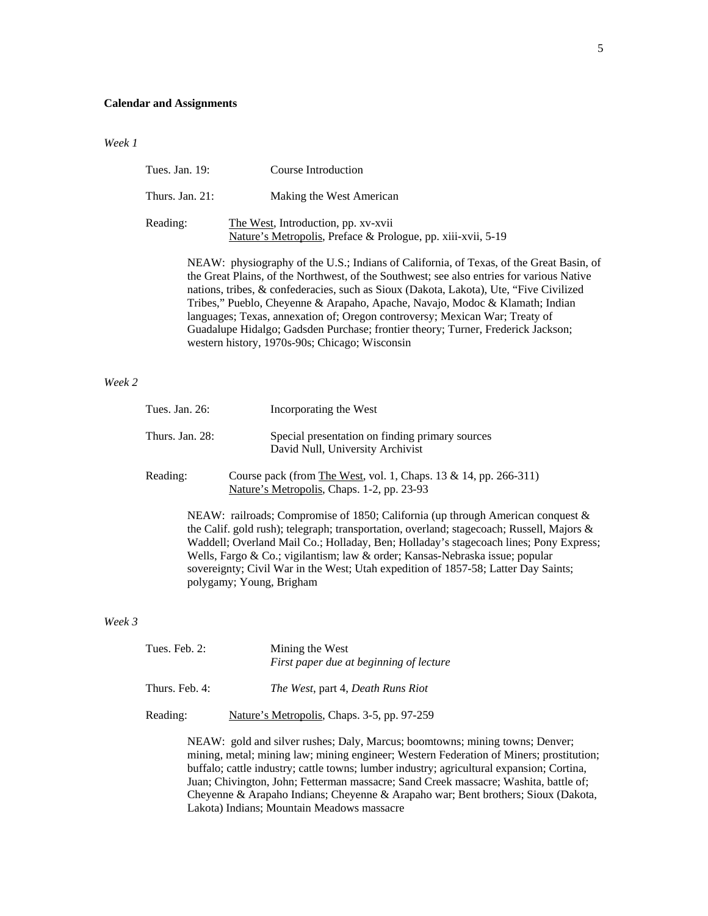**Calendar and Assignments**

*Week 1*

Tues. Jan. 19: Course Introduction

Thurs. Jan. 21: Making the West American

Reading: The West, Introduction, pp. xv-xvii
Nature's Metropolis, Preface & Prologue, pp. xiii-xvii, 5-19

NEAW: physiography of the U.S.; Indians of California, of Texas, of the Great Basin, of the Great Plains, of the Northwest, of the Southwest; see also entries for various Native nations, tribes, & confederacies, such as Sioux (Dakota, Lakota), Ute, "Five Civilized Tribes," Pueblo, Cheyenne & Arapaho, Apache, Navajo, Modoc & Klamath; Indian languages; Texas, annexation of; Oregon controversy; Mexican War; Treaty of Guadalupe Hidalgo; Gadsden Purchase; frontier theory; Turner, Frederick Jackson; western history, 1970s-90s; Chicago; Wisconsin

*Week 2*

Tues. Jan. 26: Incorporating the West

Thurs. Jan. 28: Special presentation on finding primary sources
David Null, University Archivist

Reading: Course pack (from The West, vol. 1, Chaps. 13 & 14, pp. 266-311)
Nature's Metropolis, Chaps. 1-2, pp. 23-93

NEAW: railroads; Compromise of 1850; California (up through American conquest & the Calif. gold rush); telegraph; transportation, overland; stagecoach; Russell, Majors & Waddell; Overland Mail Co.; Holladay, Ben; Holladay's stagecoach lines; Pony Express; Wells, Fargo & Co.; vigilantism; law & order; Kansas-Nebraska issue; popular sovereignty; Civil War in the West; Utah expedition of 1857-58; Latter Day Saints; polygamy; Young, Brigham

*Week 3*

Tues. Feb. 2: Mining the West
*First paper due at beginning of lecture*

Thurs. Feb. 4: *The West*, part 4, *Death Runs Riot*

Reading: Nature's Metropolis, Chaps. 3-5, pp. 97-259

NEAW: gold and silver rushes; Daly, Marcus; boomtowns; mining towns; Denver; mining, metal; mining law; mining engineer; Western Federation of Miners; prostitution; buffalo; cattle industry; cattle towns; lumber industry; agricultural expansion; Cortina, Juan; Chivington, John; Fetterman massacre; Sand Creek massacre; Washita, battle of; Cheyenne & Arapaho Indians; Cheyenne & Arapaho war; Bent brothers; Sioux (Dakota, Lakota) Indians; Mountain Meadows massacre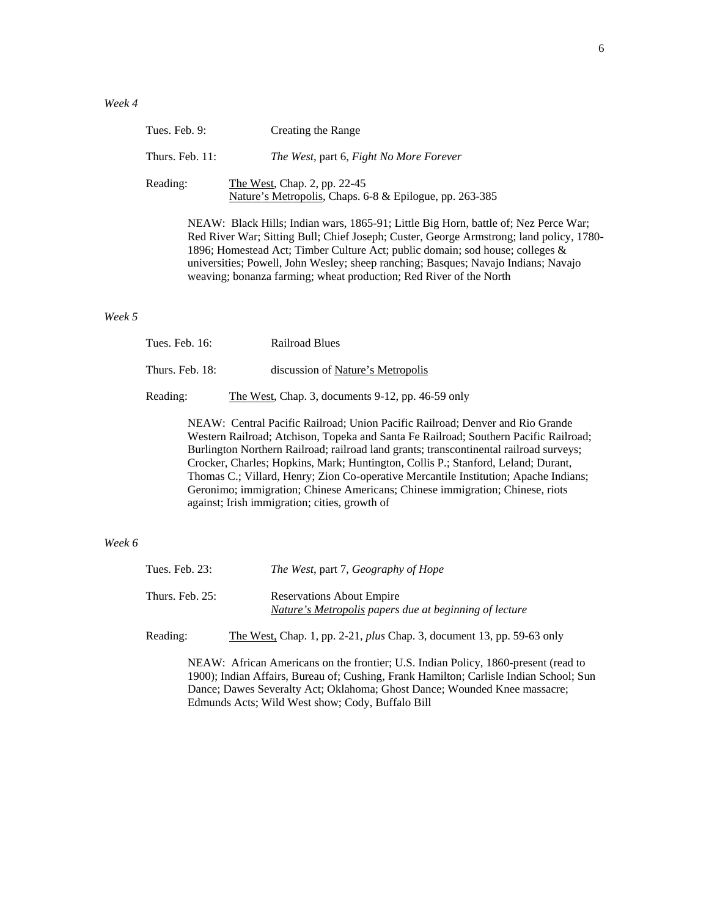*Week 4*

Tues. Feb. 9: Creating the Range

Thurs. Feb. 11: *The West*, part 6, *Fight No More Forever*

Reading: The West, Chap. 2, pp. 22-45
Nature's Metropolis, Chaps. 6-8 & Epilogue, pp. 263-385

NEAW: Black Hills; Indian wars, 1865-91; Little Big Horn, battle of; Nez Perce War; Red River War; Sitting Bull; Chief Joseph; Custer, George Armstrong; land policy, 1780-1896; Homestead Act; Timber Culture Act; public domain; sod house; colleges & universities; Powell, John Wesley; sheep ranching; Basques; Navajo Indians; Navajo weaving; bonanza farming; wheat production; Red River of the North

*Week 5*

Tues. Feb. 16: Railroad Blues

Thurs. Feb. 18: discussion of Nature's Metropolis

Reading: The West, Chap. 3, documents 9-12, pp. 46-59 only

NEAW: Central Pacific Railroad; Union Pacific Railroad; Denver and Rio Grande Western Railroad; Atchison, Topeka and Santa Fe Railroad; Southern Pacific Railroad; Burlington Northern Railroad; railroad land grants; transcontinental railroad surveys; Crocker, Charles; Hopkins, Mark; Huntington, Collis P.; Stanford, Leland; Durant, Thomas C.; Villard, Henry; Zion Co-operative Mercantile Institution; Apache Indians; Geronimo; immigration; Chinese Americans; Chinese immigration; Chinese, riots against; Irish immigration; cities, growth of

*Week 6*

Tues. Feb. 23: *The West*, part 7, *Geography of Hope*

Thurs. Feb. 25: Reservations About Empire
*Nature's Metropolis papers due at beginning of lecture*

Reading: The West, Chap. 1, pp. 2-21, *plus* Chap. 3, document 13, pp. 59-63 only

NEAW: African Americans on the frontier; U.S. Indian Policy, 1860-present (read to 1900); Indian Affairs, Bureau of; Cushing, Frank Hamilton; Carlisle Indian School; Sun Dance; Dawes Severalty Act; Oklahoma; Ghost Dance; Wounded Knee massacre; Edmunds Acts; Wild West show; Cody, Buffalo Bill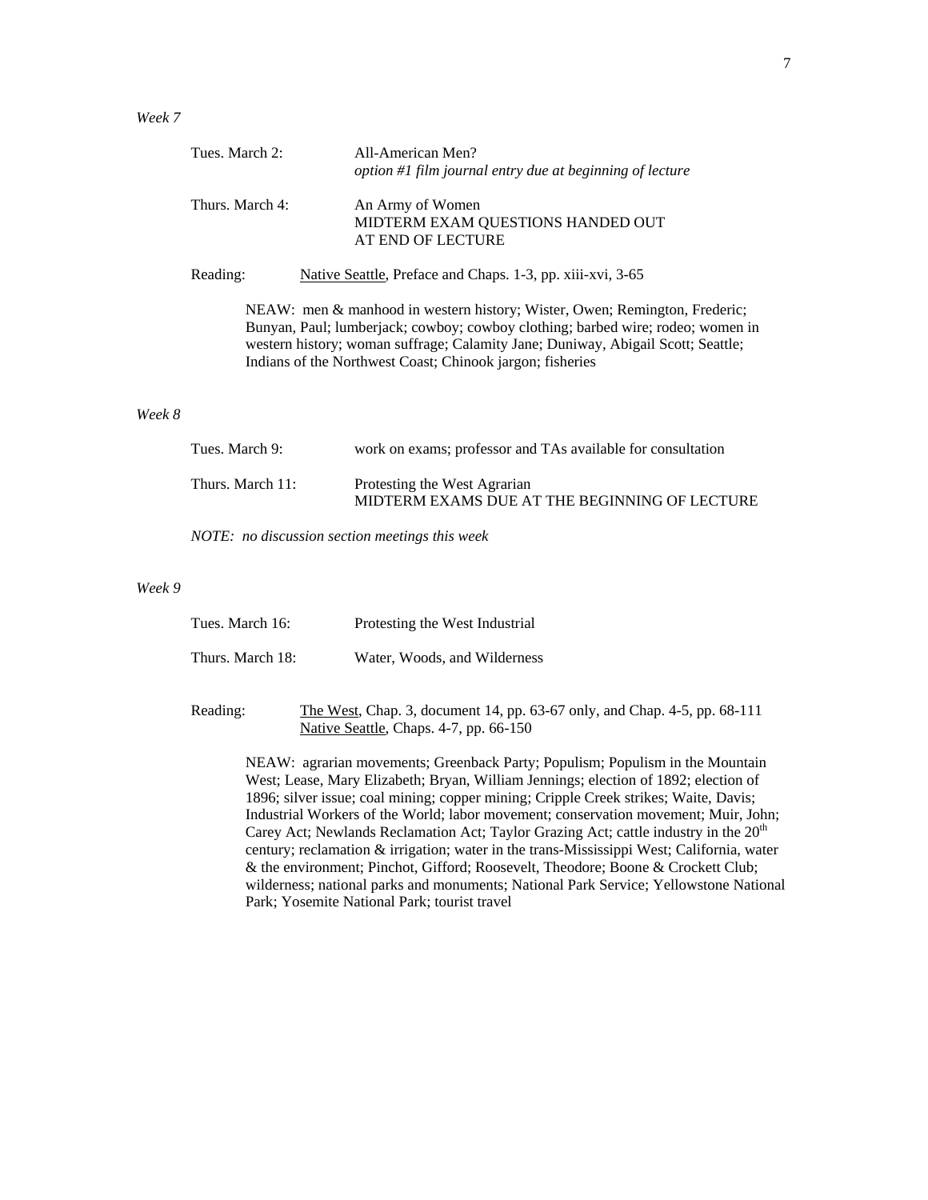*Week 7*

Tues. March 2: All-American Men?
*option #1 film journal entry due at beginning of lecture*

Thurs. March 4: An Army of Women
MIDTERM EXAM QUESTIONS HANDED OUT AT END OF LECTURE

Reading: Native Seattle, Preface and Chaps. 1-3, pp. xiii-xvi, 3-65

NEAW: men & manhood in western history; Wister, Owen; Remington, Frederic; Bunyan, Paul; lumberjack; cowboy; cowboy clothing; barbed wire; rodeo; women in western history; woman suffrage; Calamity Jane; Duniway, Abigail Scott; Seattle; Indians of the Northwest Coast; Chinook jargon; fisheries

*Week 8*

Tues. March 9: work on exams; professor and TAs available for consultation

Thurs. March 11: Protesting the West Agrarian
MIDTERM EXAMS DUE AT THE BEGINNING OF LECTURE

*NOTE: no discussion section meetings this week*

*Week 9*

Tues. March 16: Protesting the West Industrial

Thurs. March 18: Water, Woods, and Wilderness

Reading: The West, Chap. 3, document 14, pp. 63-67 only, and Chap. 4-5, pp. 68-111
Native Seattle, Chaps. 4-7, pp. 66-150

NEAW: agrarian movements; Greenback Party; Populism; Populism in the Mountain West; Lease, Mary Elizabeth; Bryan, William Jennings; election of 1892; election of 1896; silver issue; coal mining; copper mining; Cripple Creek strikes; Waite, Davis; Industrial Workers of the World; labor movement; conservation movement; Muir, John; Carey Act; Newlands Reclamation Act; Taylor Grazing Act; cattle industry in the 20th century; reclamation & irrigation; water in the trans-Mississippi West; California, water & the environment; Pinchot, Gifford; Roosevelt, Theodore; Boone & Crockett Club; wilderness; national parks and monuments; National Park Service; Yellowstone National Park; Yosemite National Park; tourist travel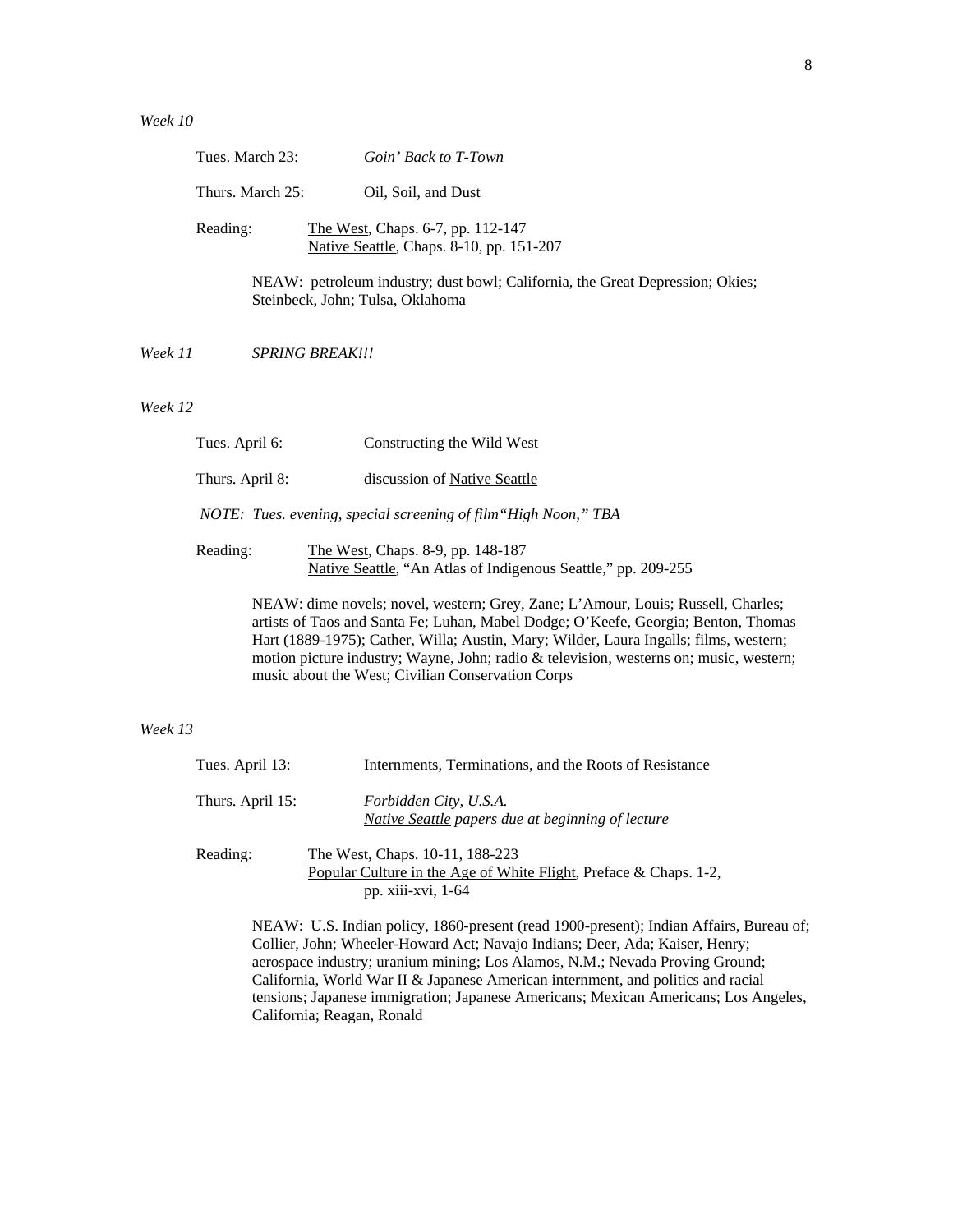*Week 10*

Tues. March 23: *Goin' Back to T-Town*

Thurs. March 25: Oil, Soil, and Dust

Reading: The West, Chaps. 6-7, pp. 112-147
Native Seattle, Chaps. 8-10, pp. 151-207

NEAW: petroleum industry; dust bowl; California, the Great Depression; Okies; Steinbeck, John; Tulsa, Oklahoma

*Week 11* *SPRING BREAK!!!*

*Week 12*

Tues. April 6: Constructing the Wild West

Thurs. April 8: discussion of Native Seattle

*NOTE: Tues. evening, special screening of film "High Noon," TBA*

Reading: The West, Chaps. 8-9, pp. 148-187
Native Seattle, "An Atlas of Indigenous Seattle," pp. 209-255

NEAW: dime novels; novel, western; Grey, Zane; L'Amour, Louis; Russell, Charles; artists of Taos and Santa Fe; Luhan, Mabel Dodge; O'Keefe, Georgia; Benton, Thomas Hart (1889-1975); Cather, Willa; Austin, Mary; Wilder, Laura Ingalls; films, western; motion picture industry; Wayne, John; radio & television, westerns on; music, western; music about the West; Civilian Conservation Corps

*Week 13*

Tues. April 13: Internments, Terminations, and the Roots of Resistance

Thurs. April 15: *Forbidden City, U.S.A.*
*Native Seattle papers due at beginning of lecture*

Reading: The West, Chaps. 10-11, 188-223
Popular Culture in the Age of White Flight, Preface & Chaps. 1-2, pp. xiii-xvi, 1-64

NEAW: U.S. Indian policy, 1860-present (read 1900-present); Indian Affairs, Bureau of; Collier, John; Wheeler-Howard Act; Navajo Indians; Deer, Ada; Kaiser, Henry; aerospace industry; uranium mining; Los Alamos, N.M.; Nevada Proving Ground; California, World War II & Japanese American internment, and politics and racial tensions; Japanese immigration; Japanese Americans; Mexican Americans; Los Angeles, California; Reagan, Ronald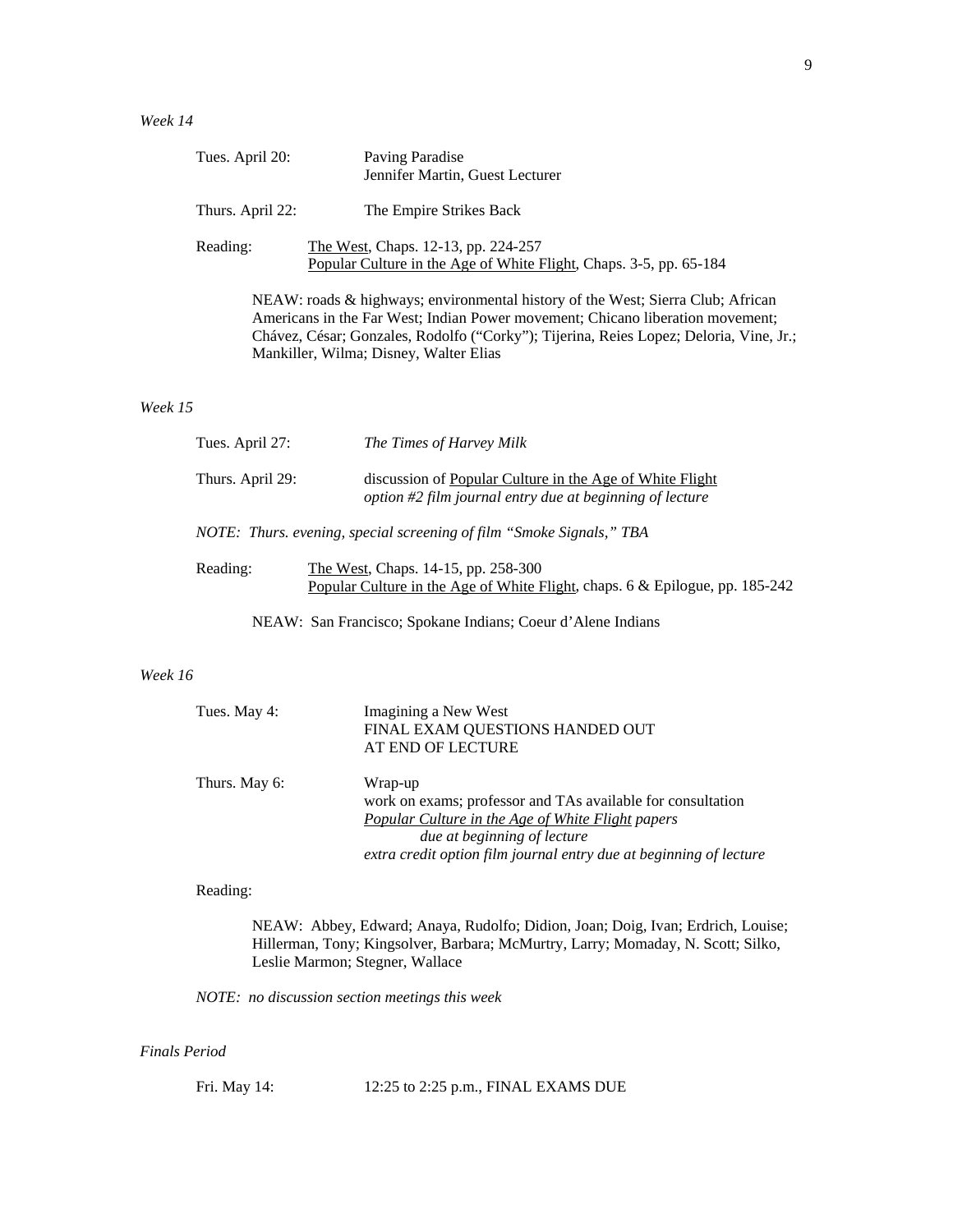*Week 14*

Tues. April 20: Paving Paradise
Jennifer Martin, Guest Lecturer

Thurs. April 22: The Empire Strikes Back

Reading: <u>The West</u>, Chaps. 12-13, pp. 224-257
<u>Popular Culture in the Age of White Flight</u>, Chaps. 3-5, pp. 65-184

NEAW: roads & highways; environmental history of the West; Sierra Club; African Americans in the Far West; Indian Power movement; Chicano liberation movement; Chávez, César; Gonzales, Rodolfo ("Corky"); Tijerina, Reies Lopez; Deloria, Vine, Jr.; Mankiller, Wilma; Disney, Walter Elias

*Week 15*

Tues. April 27: *The Times of Harvey Milk*

Thurs. April 29: discussion of <u>Popular Culture in the Age of White Flight</u>
*option #2 film journal entry due at beginning of lecture*

*NOTE: Thurs. evening, special screening of film "Smoke Signals," TBA*

Reading: <u>The West</u>, Chaps. 14-15, pp. 258-300
<u>Popular Culture in the Age of White Flight</u>, chaps. 6 & Epilogue, pp. 185-242

NEAW: San Francisco; Spokane Indians; Coeur d'Alene Indians

*Week 16*

Tues. May 4: Imagining a New West
FINAL EXAM QUESTIONS HANDED OUT
AT END OF LECTURE

Thurs. May 6: Wrap-up
work on exams; professor and TAs available for consultation
*<u>Popular Culture in the Age of White Flight</u> papers*
*due at beginning of lecture*
*extra credit option film journal entry due at beginning of lecture*

Reading:

NEAW: Abbey, Edward; Anaya, Rudolfo; Didion, Joan; Doig, Ivan; Erdrich, Louise; Hillerman, Tony; Kingsolver, Barbara; McMurtry, Larry; Momaday, N. Scott; Silko, Leslie Marmon; Stegner, Wallace

*NOTE: no discussion section meetings this week*

*Finals Period*

Fri. May 14: 12:25 to 2:25 p.m., FINAL EXAMS DUE